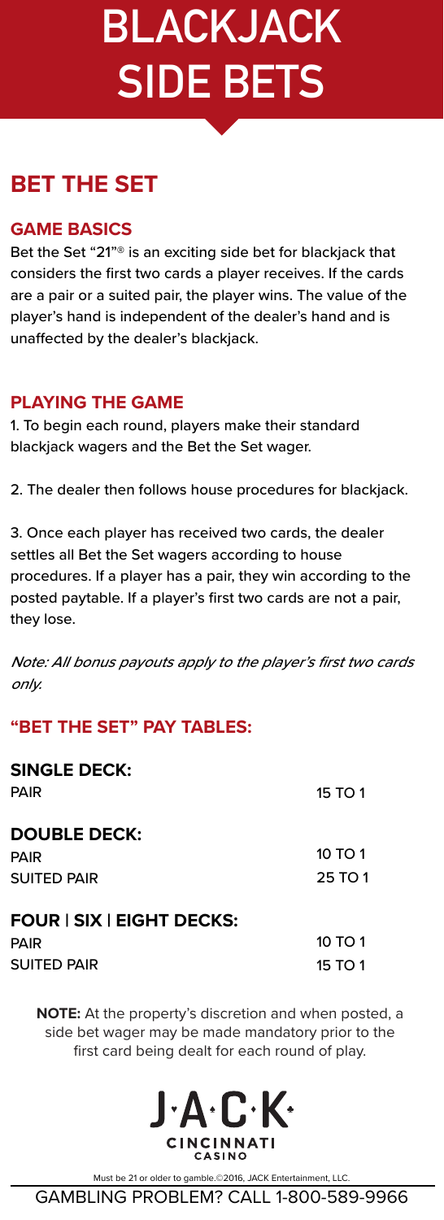# BLACKJACK SIDE BETS

## BET THE SET

### GAME BASICS

Bet the Set "21"® is an exciting side bet for blackjack that considers the first two cards a player receives. If the cards are a pair or a suited pair, the player wins. The value of the player's hand is independent of the dealer's hand and is unaffected by the dealer's blackjack.

### PLAYING THE GAME

1. To begin each round, players make their standard blackjack wagers and the Bet the Set wager.

2. The dealer then follows house procedures for blackjack.

3. Once each player has received two cards, the dealer settles all Bet the Set wagers according to house procedures. If a player has a pair, they win according to the posted paytable. If a player's first two cards are not a pair, they lose.

*Note: All bonus payouts apply to the player's first two cards only.*

### "BET THE SET" PAY TABLES:

**SINGLE DECK:**

| | |
|---|---|
| PAIR | 15 TO 1 |

**DOUBLE DECK:**

| | |
|---|---|
| PAIR | 10 TO 1 |
| SUITED PAIR | 25 TO 1 |

**FOUR | SIX | EIGHT DECKS:**

| | |
|---|---|
| PAIR | 10 TO 1 |
| SUITED PAIR | 15 TO 1 |

**NOTE:** At the property's discretion and when posted, a side bet wager may be made mandatory prior to the first card being dealt for each round of play.

J·A·C·K· CINCINNATI CASINO

Must be 21 or older to gamble.©2016, JACK Entertainment, LLC.

GAMBLING PROBLEM? CALL 1-800-589-9966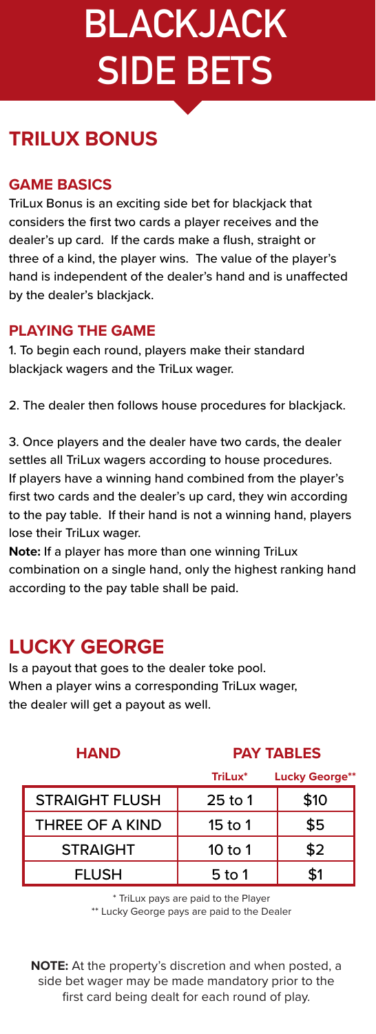# BLACKJACK SIDE BETS

## TRILUX BONUS

### GAME BASICS

TriLux Bonus is an exciting side bet for blackjack that considers the first two cards a player receives and the dealer's up card. If the cards make a flush, straight or three of a kind, the player wins. The value of the player's hand is independent of the dealer's hand and is unaffected by the dealer's blackjack.

### PLAYING THE GAME

1. To begin each round, players make their standard blackjack wagers and the TriLux wager.

2. The dealer then follows house procedures for blackjack.

3. Once players and the dealer have two cards, the dealer settles all TriLux wagers according to house procedures. If players have a winning hand combined from the player's first two cards and the dealer's up card, they win according to the pay table. If their hand is not a winning hand, players lose their TriLux wager.

**Note:** If a player has more than one winning TriLux combination on a single hand, only the highest ranking hand according to the pay table shall be paid.

## LUCKY GEORGE

Is a payout that goes to the dealer toke pool. When a player wins a corresponding TriLux wager, the dealer will get a payout as well.

| HAND | PAY TABLES | |
|---|---|---|
| | TriLux* | Lucky George** |
| STRAIGHT FLUSH | 25 to 1 | $10 |
| THREE OF A KIND | 15 to 1 | $5 |
| STRAIGHT | 10 to 1 | $2 |
| FLUSH | 5 to 1 | $1 |

* TriLux pays are paid to the Player
** Lucky George pays are paid to the Dealer

**NOTE:** At the property's discretion and when posted, a side bet wager may be made mandatory prior to the first card being dealt for each round of play.